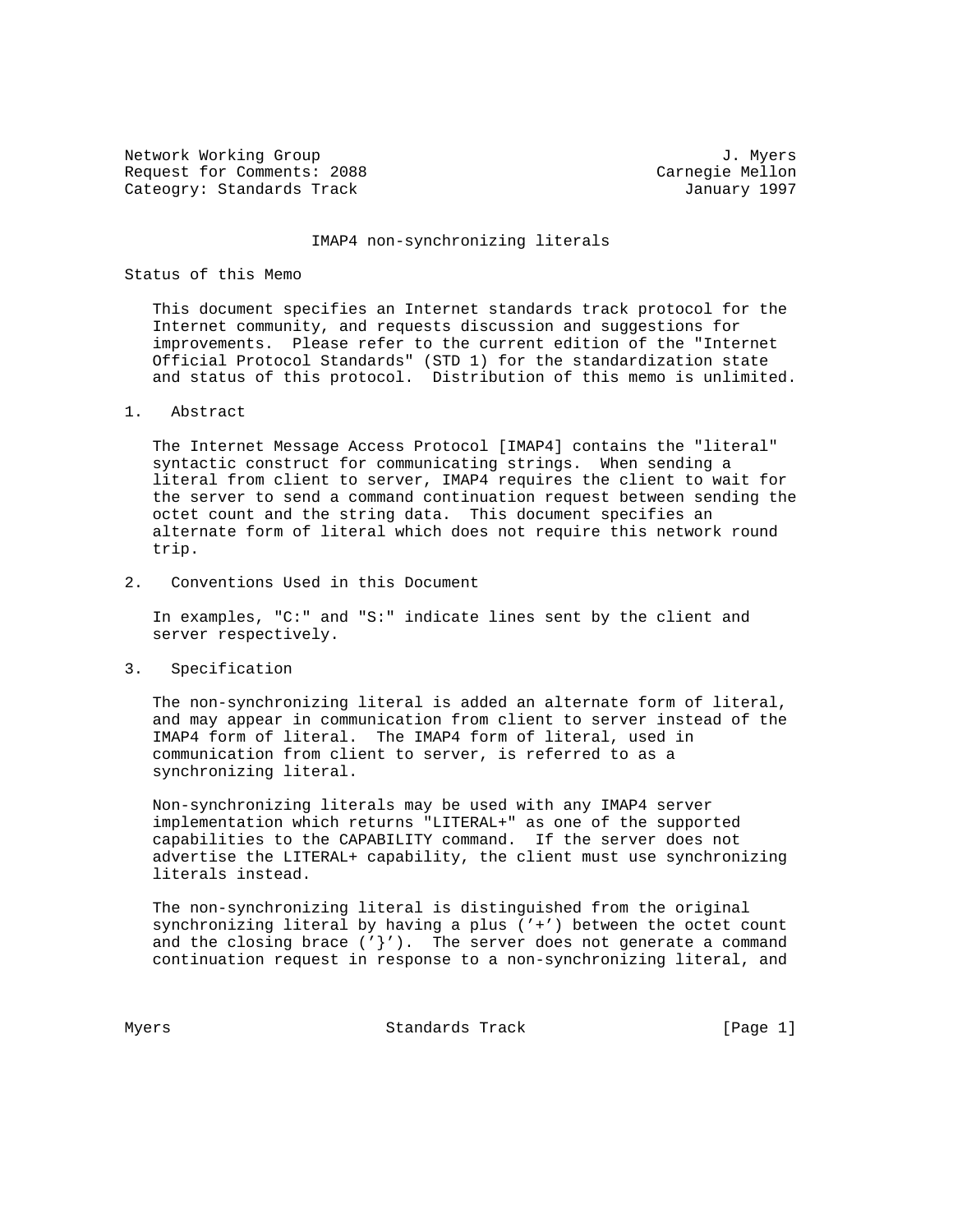Network Working Group J. Myers
Request for Comments: 2088 Carnegie Mellon
Cateogry: Standards Track January 1997

# IMAP4 non-synchronizing literals

## Status of this Memo

This document specifies an Internet standards track protocol for the Internet community, and requests discussion and suggestions for improvements. Please refer to the current edition of the "Internet Official Protocol Standards" (STD 1) for the standardization state and status of this protocol. Distribution of this memo is unlimited.

## 1. Abstract

The Internet Message Access Protocol [IMAP4] contains the "literal" syntactic construct for communicating strings. When sending a literal from client to server, IMAP4 requires the client to wait for the server to send a command continuation request between sending the octet count and the string data. This document specifies an alternate form of literal which does not require this network round trip.

## 2. Conventions Used in this Document

In examples, "C:" and "S:" indicate lines sent by the client and server respectively.

## 3. Specification

The non-synchronizing literal is added an alternate form of literal, and may appear in communication from client to server instead of the IMAP4 form of literal. The IMAP4 form of literal, used in communication from client to server, is referred to as a synchronizing literal.

Non-synchronizing literals may be used with any IMAP4 server implementation which returns "LITERAL+" as one of the supported capabilities to the CAPABILITY command. If the server does not advertise the LITERAL+ capability, the client must use synchronizing literals instead.

The non-synchronizing literal is distinguished from the original synchronizing literal by having a plus ('+') between the octet count and the closing brace ('}'). The server does not generate a command continuation request in response to a non-synchronizing literal, and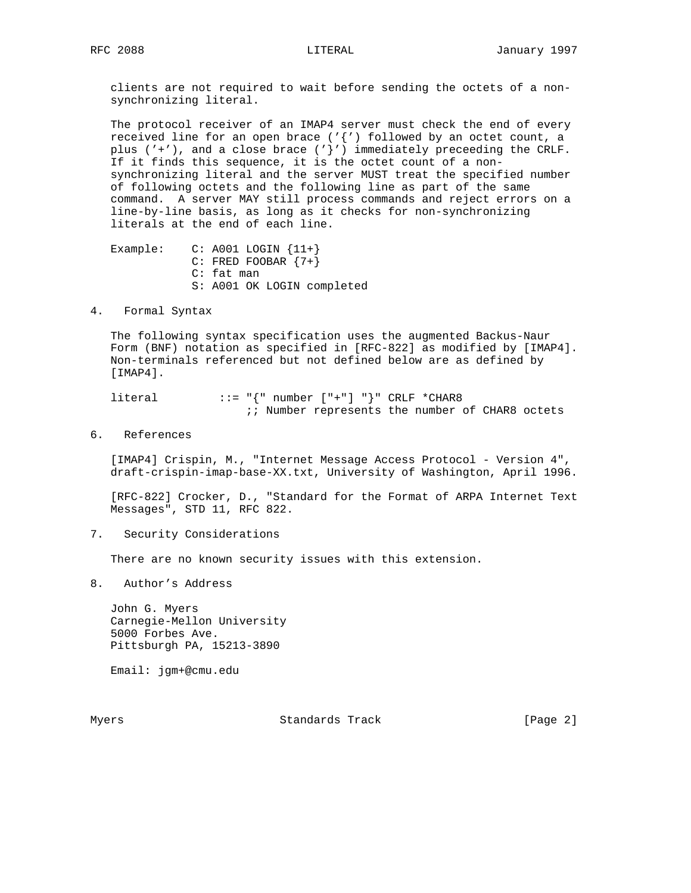clients are not required to wait before sending the octets of a non-synchronizing literal.

The protocol receiver of an IMAP4 server must check the end of every received line for an open brace ('{') followed by an octet count, a plus ('+'), and a close brace ('}') immediately preceeding the CRLF. If it finds this sequence, it is the octet count of a non-synchronizing literal and the server MUST treat the specified number of following octets and the following line as part of the same command. A server MAY still process commands and reject errors on a line-by-line basis, as long as it checks for non-synchronizing literals at the end of each line.

```
Example:    C: A001 LOGIN {11+}
            C: FRED FOOBAR {7+}
            C: fat man
            S: A001 OK LOGIN completed
```

## 4. Formal Syntax

The following syntax specification uses the augmented Backus-Naur Form (BNF) notation as specified in [RFC-822] as modified by [IMAP4]. Non-terminals referenced but not defined below are as defined by [IMAP4].

```
literal         ::= "{" number ["+"] "}" CRLF *CHAR8
                      ;; Number represents the number of CHAR8 octets
```

## 6. References

[IMAP4] Crispin, M., "Internet Message Access Protocol - Version 4", draft-crispin-imap-base-XX.txt, University of Washington, April 1996.

[RFC-822] Crocker, D., "Standard for the Format of ARPA Internet Text Messages", STD 11, RFC 822.

## 7. Security Considerations

There are no known security issues with this extension.

## 8. Author's Address

John G. Myers
Carnegie-Mellon University
5000 Forbes Ave.
Pittsburgh PA, 15213-3890

Email: jgm+@cmu.edu